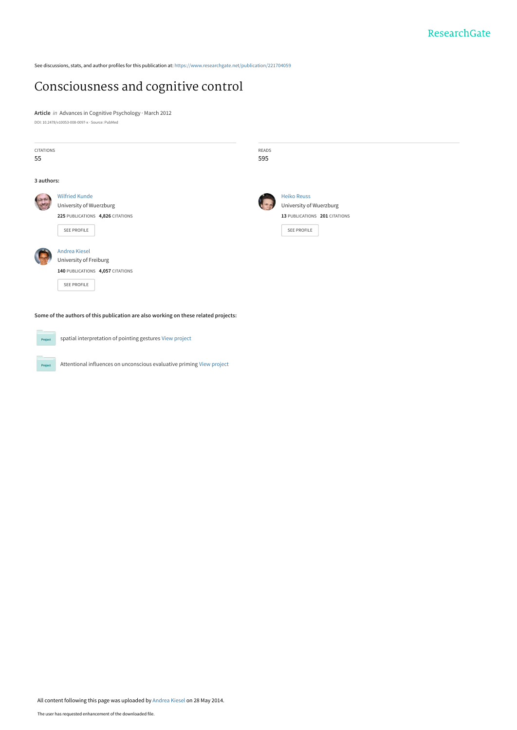ResearchGate

See discussions, stats, and author profiles for this publication at: https://www.researchgate.net/publication/221704059

# Consciousness and cognitive control

**Article** *in* Advances in Cognitive Psychology · March 2012

DOI: 10.2478/v10053-008-0097-x · Source: PubMed

| CITATIONS | READS |
| --- | --- |
| 55 | 595 |

**3 authors:**

**Wilfried Kunde**
University of Wuerzburg
**225** PUBLICATIONS **4,826** CITATIONS
SEE PROFILE

**Heiko Reuss**
University of Wuerzburg
**13** PUBLICATIONS **201** CITATIONS
SEE PROFILE

**Andrea Kiesel**
University of Freiburg
**140** PUBLICATIONS **4,057** CITATIONS
SEE PROFILE

**Some of the authors of this publication are also working on these related projects:**

Project: spatial interpretation of pointing gestures View project

Project: Attentional influences on unconscious evaluative priming View project

All content following this page was uploaded by Andrea Kiesel on 28 May 2014.

The user has requested enhancement of the downloaded file.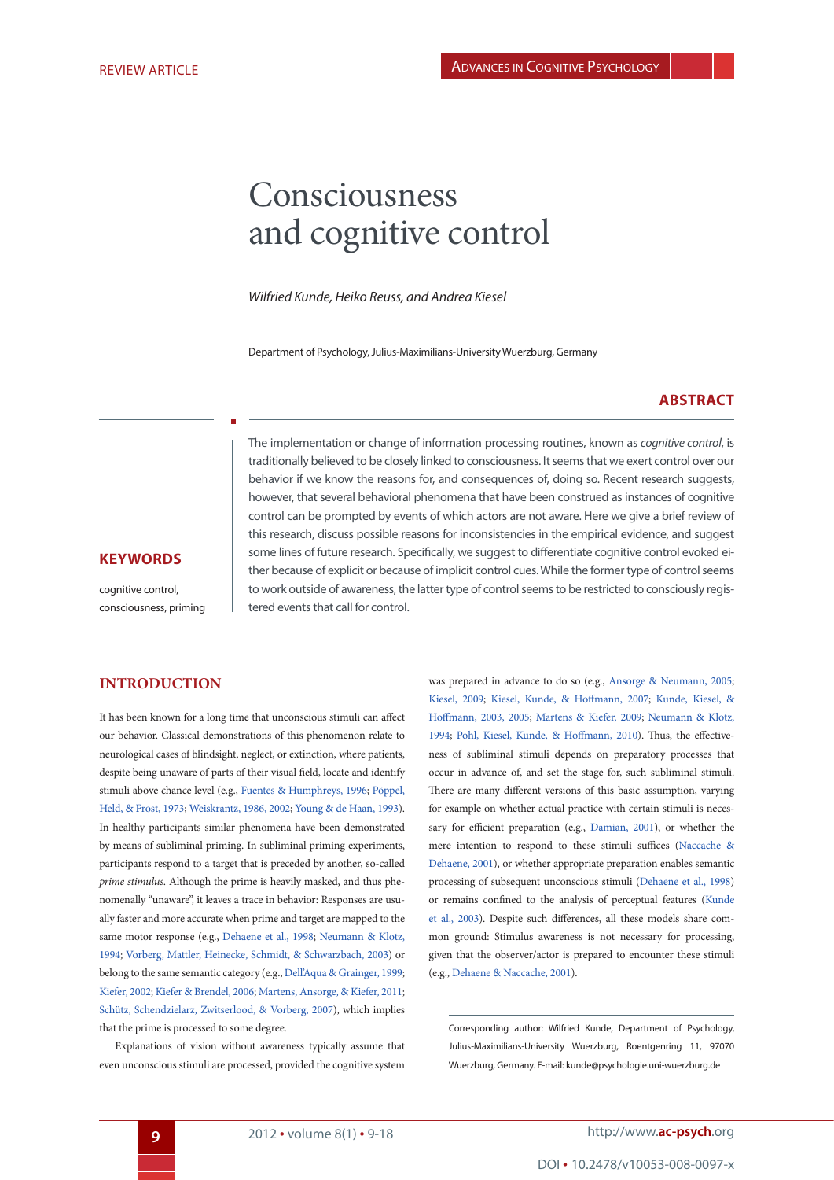REVIEW ARTICLE

# Consciousness and cognitive control

*Wilfried Kunde, Heiko Reuss, and Andrea Kiesel*

Department of Psychology, Julius-Maximilians-University Wuerzburg, Germany

## ABSTRACT

The implementation or change of information processing routines, known as *cognitive control*, is traditionally believed to be closely linked to consciousness. It seems that we exert control over our behavior if we know the reasons for, and consequences of, doing so. Recent research suggests, however, that several behavioral phenomena that have been construed as instances of cognitive control can be prompted by events of which actors are not aware. Here we give a brief review of this research, discuss possible reasons for inconsistencies in the empirical evidence, and suggest some lines of future research. Specifically, we suggest to differentiate cognitive control evoked either because of explicit or because of implicit control cues. While the former type of control seems to work outside of awareness, the latter type of control seems to be restricted to consciously registered events that call for control.

## KEYWORDS

cognitive control, consciousness, priming

## INTRODUCTION

It has been known for a long time that unconscious stimuli can affect our behavior. Classical demonstrations of this phenomenon relate to neurological cases of blindsight, neglect, or extinction, where patients, despite being unaware of parts of their visual field, locate and identify stimuli above chance level (e.g., Fuentes & Humphreys, 1996; Pöppel, Held, & Frost, 1973; Weiskrantz, 1986, 2002; Young & de Haan, 1993). In healthy participants similar phenomena have been demonstrated by means of subliminal priming. In subliminal priming experiments, participants respond to a target that is preceded by another, so-called *prime stimulus*. Although the prime is heavily masked, and thus phenomenally "unaware", it leaves a trace in behavior: Responses are usually faster and more accurate when prime and target are mapped to the same motor response (e.g., Dehaene et al., 1998; Neumann & Klotz, 1994; Vorberg, Mattler, Heinecke, Schmidt, & Schwarzbach, 2003) or belong to the same semantic category (e.g., Dell'Aqua & Grainger, 1999; Kiefer, 2002; Kiefer & Brendel, 2006; Martens, Ansorge, & Kiefer, 2011; Schütz, Schendzielarz, Zwitserlood, & Vorberg, 2007), which implies that the prime is processed to some degree.

Explanations of vision without awareness typically assume that even unconscious stimuli are processed, provided the cognitive system was prepared in advance to do so (e.g., Ansorge & Neumann, 2005; Kiesel, 2009; Kiesel, Kunde, & Hoffmann, 2007; Kunde, Kiesel, & Hoffmann, 2003, 2005; Martens & Kiefer, 2009; Neumann & Klotz, 1994; Pohl, Kiesel, Kunde, & Hoffmann, 2010). Thus, the effectiveness of subliminal stimuli depends on preparatory processes that occur in advance of, and set the stage for, such subliminal stimuli. There are many different versions of this basic assumption, varying for example on whether actual practice with certain stimuli is necessary for efficient preparation (e.g., Damian, 2001), or whether the mere intention to respond to these stimuli suffices (Naccache & Dehaene, 2001), or whether appropriate preparation enables semantic processing of subsequent unconscious stimuli (Dehaene et al., 1998) or remains confined to the analysis of perceptual features (Kunde et al., 2003). Despite such differences, all these models share common ground: Stimulus awareness is not necessary for processing, given that the observer/actor is prepared to encounter these stimuli (e.g., Dehaene & Naccache, 2001).

Corresponding author: Wilfried Kunde, Department of Psychology, Julius-Maximilians-University Wuerzburg, Roentgenring 11, 97070 Wuerzburg, Germany. E-mail: kunde@psychologie.uni-wuerzburg.de

DOI • 10.2478/v10053-008-0097-x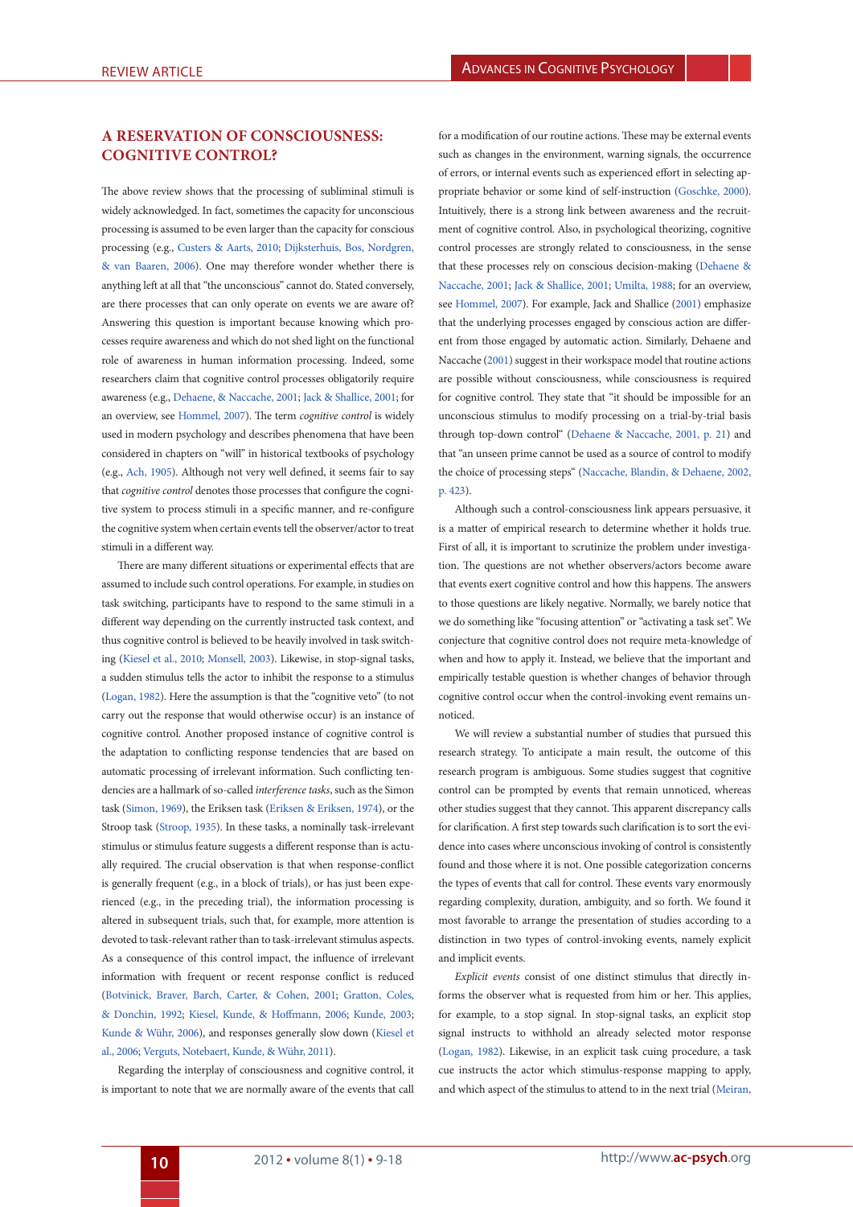## A RESERVATION OF CONSCIOUSNESS: COGNITIVE CONTROL?

The above review shows that the processing of subliminal stimuli is widely acknowledged. In fact, sometimes the capacity for unconscious processing is assumed to be even larger than the capacity for conscious processing (e.g., Custers & Aarts, 2010; Dijksterhuis, Bos, Nordgren, & van Baaren, 2006). One may therefore wonder whether there is anything left at all that "the unconscious" cannot do. Stated conversely, are there processes that can only operate on events we are aware of? Answering this question is important because knowing which processes require awareness and which do not shed light on the functional role of awareness in human information processing. Indeed, some researchers claim that cognitive control processes obligatorily require awareness (e.g., Dehaene, & Naccache, 2001; Jack & Shallice, 2001; for an overview, see Hommel, 2007). The term *cognitive control* is widely used in modern psychology and describes phenomena that have been considered in chapters on "will" in historical textbooks of psychology (e.g., Ach, 1905). Although not very well defined, it seems fair to say that *cognitive control* denotes those processes that configure the cognitive system to process stimuli in a specific manner, and re-configure the cognitive system when certain events tell the observer/actor to treat stimuli in a different way.

There are many different situations or experimental effects that are assumed to include such control operations. For example, in studies on task switching, participants have to respond to the same stimuli in a different way depending on the currently instructed task context, and thus cognitive control is believed to be heavily involved in task switching (Kiesel et al., 2010; Monsell, 2003). Likewise, in stop-signal tasks, a sudden stimulus tells the actor to inhibit the response to a stimulus (Logan, 1982). Here the assumption is that the "cognitive veto" (to not carry out the response that would otherwise occur) is an instance of cognitive control. Another proposed instance of cognitive control is the adaptation to conflicting response tendencies that are based on automatic processing of irrelevant information. Such conflicting tendencies are a hallmark of so-called *interference tasks*, such as the Simon task (Simon, 1969), the Eriksen task (Eriksen & Eriksen, 1974), or the Stroop task (Stroop, 1935). In these tasks, a nominally task-irrelevant stimulus or stimulus feature suggests a different response than is actually required. The crucial observation is that when response-conflict is generally frequent (e.g., in a block of trials), or has just been experienced (e.g., in the preceding trial), the information processing is altered in subsequent trials, such that, for example, more attention is devoted to task-relevant rather than to task-irrelevant stimulus aspects. As a consequence of this control impact, the influence of irrelevant information with frequent or recent response conflict is reduced (Botvinick, Braver, Barch, Carter, & Cohen, 2001; Gratton, Coles, & Donchin, 1992; Kiesel, Kunde, & Hoffmann, 2006; Kunde, 2003; Kunde & Wühr, 2006), and responses generally slow down (Kiesel et al., 2006; Verguts, Notebaert, Kunde, & Wühr, 2011).

Regarding the interplay of consciousness and cognitive control, it is important to note that we are normally aware of the events that call for a modification of our routine actions. These may be external events such as changes in the environment, warning signals, the occurrence of errors, or internal events such as experienced effort in selecting appropriate behavior or some kind of self-instruction (Goschke, 2000). Intuitively, there is a strong link between awareness and the recruitment of cognitive control. Also, in psychological theorizing, cognitive control processes are strongly related to consciousness, in the sense that these processes rely on conscious decision-making (Dehaene & Naccache, 2001; Jack & Shallice, 2001; Umilta, 1988; for an overview, see Hommel, 2007). For example, Jack and Shallice (2001) emphasize that the underlying processes engaged by conscious action are different from those engaged by automatic action. Similarly, Dehaene and Naccache (2001) suggest in their workspace model that routine actions are possible without consciousness, while consciousness is required for cognitive control. They state that "it should be impossible for an unconscious stimulus to modify processing on a trial-by-trial basis through top-down control" (Dehaene & Naccache, 2001, p. 21) and that "an unseen prime cannot be used as a source of control to modify the choice of processing steps" (Naccache, Blandin, & Dehaene, 2002, p. 423).

Although such a control-consciousness link appears persuasive, it is a matter of empirical research to determine whether it holds true. First of all, it is important to scrutinize the problem under investigation. The questions are not whether observers/actors become aware that events exert cognitive control and how this happens. The answers to those questions are likely negative. Normally, we barely notice that we do something like "focusing attention" or "activating a task set". We conjecture that cognitive control does not require meta-knowledge of when and how to apply it. Instead, we believe that the important and empirically testable question is whether changes of behavior through cognitive control occur when the control-invoking event remains unnoticed.

We will review a substantial number of studies that pursued this research strategy. To anticipate a main result, the outcome of this research program is ambiguous. Some studies suggest that cognitive control can be prompted by events that remain unnoticed, whereas other studies suggest that they cannot. This apparent discrepancy calls for clarification. A first step towards such clarification is to sort the evidence into cases where unconscious invoking of control is consistently found and those where it is not. One possible categorization concerns the types of events that call for control. These events vary enormously regarding complexity, duration, ambiguity, and so forth. We found it most favorable to arrange the presentation of studies according to a distinction in two types of control-invoking events, namely explicit and implicit events.

*Explicit events* consist of one distinct stimulus that directly informs the observer what is requested from him or her. This applies, for example, to a stop signal. In stop-signal tasks, an explicit stop signal instructs to withhold an already selected motor response (Logan, 1982). Likewise, in an explicit task cuing procedure, a task cue instructs the actor which stimulus-response mapping to apply, and which aspect of the stimulus to attend to in the next trial (Meiran,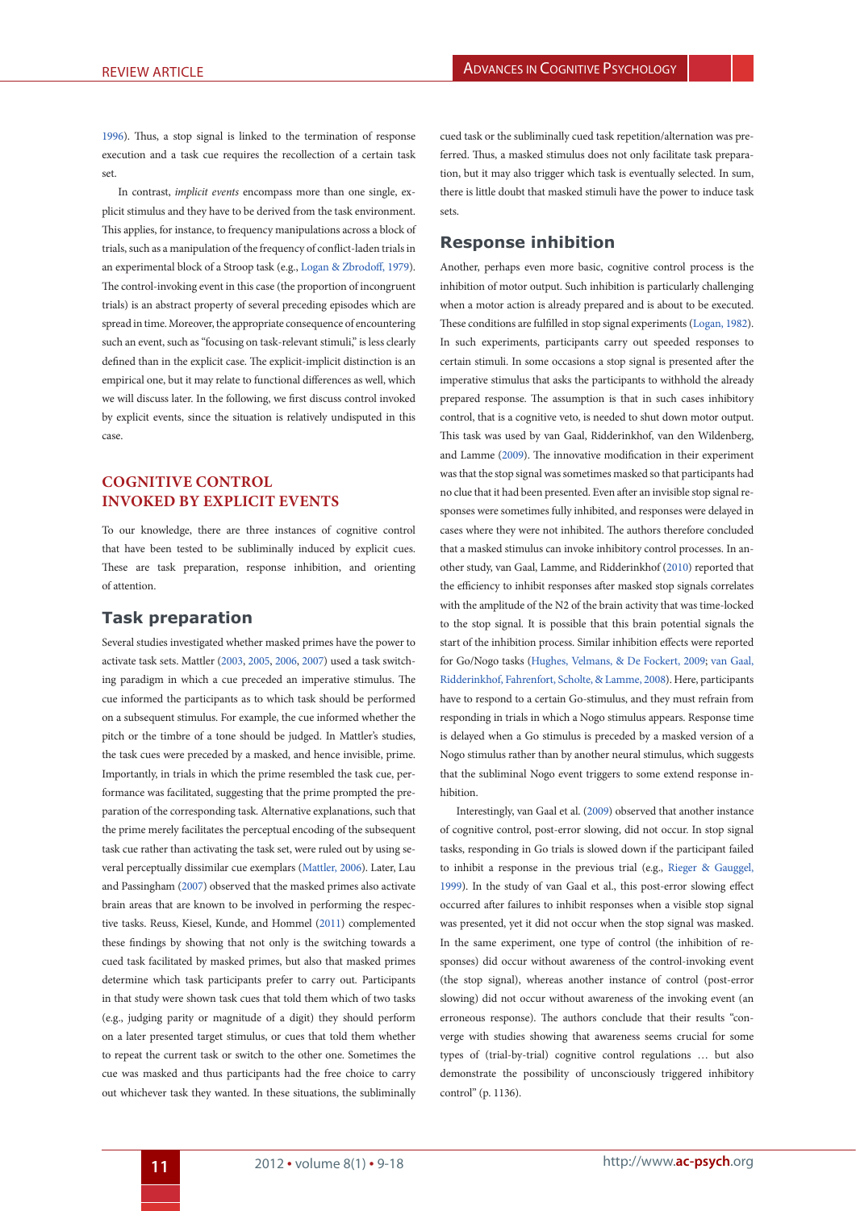1996). Thus, a stop signal is linked to the termination of response execution and a task cue requires the recollection of a certain task set.

In contrast, *implicit events* encompass more than one single, explicit stimulus and they have to be derived from the task environment. This applies, for instance, to frequency manipulations across a block of trials, such as a manipulation of the frequency of conflict-laden trials in an experimental block of a Stroop task (e.g., Logan & Zbrodoff, 1979). The control-invoking event in this case (the proportion of incongruent trials) is an abstract property of several preceding episodes which are spread in time. Moreover, the appropriate consequence of encountering such an event, such as "focusing on task-relevant stimuli," is less clearly defined than in the explicit case. The explicit-implicit distinction is an empirical one, but it may relate to functional differences as well, which we will discuss later. In the following, we first discuss control invoked by explicit events, since the situation is relatively undisputed in this case.

## COGNITIVE CONTROL INVOKED BY EXPLICIT EVENTS

To our knowledge, there are three instances of cognitive control that have been tested to be subliminally induced by explicit cues. These are task preparation, response inhibition, and orienting of attention.

### Task preparation

Several studies investigated whether masked primes have the power to activate task sets. Mattler (2003, 2005, 2006, 2007) used a task switching paradigm in which a cue preceded an imperative stimulus. The cue informed the participants as to which task should be performed on a subsequent stimulus. For example, the cue informed whether the pitch or the timbre of a tone should be judged. In Mattler's studies, the task cues were preceded by a masked, and hence invisible, prime. Importantly, in trials in which the prime resembled the task cue, performance was facilitated, suggesting that the prime prompted the preparation of the corresponding task. Alternative explanations, such that the prime merely facilitates the perceptual encoding of the subsequent task cue rather than activating the task set, were ruled out by using several perceptually dissimilar cue exemplars (Mattler, 2006). Later, Lau and Passingham (2007) observed that the masked primes also activate brain areas that are known to be involved in performing the respective tasks. Reuss, Kiesel, Kunde, and Hommel (2011) complemented these findings by showing that not only is the switching towards a cued task facilitated by masked primes, but also that masked primes determine which task participants prefer to carry out. Participants in that study were shown task cues that told them which of two tasks (e.g., judging parity or magnitude of a digit) they should perform on a later presented target stimulus, or cues that told them whether to repeat the current task or switch to the other one. Sometimes the cue was masked and thus participants had the free choice to carry out whichever task they wanted. In these situations, the subliminally cued task or the subliminally cued task repetition/alternation was preferred. Thus, a masked stimulus does not only facilitate task preparation, but it may also trigger which task is eventually selected. In sum, there is little doubt that masked stimuli have the power to induce task sets.

### Response inhibition

Another, perhaps even more basic, cognitive control process is the inhibition of motor output. Such inhibition is particularly challenging when a motor action is already prepared and is about to be executed. These conditions are fulfilled in stop signal experiments (Logan, 1982). In such experiments, participants carry out speeded responses to certain stimuli. In some occasions a stop signal is presented after the imperative stimulus that asks the participants to withhold the already prepared response. The assumption is that in such cases inhibitory control, that is a cognitive veto, is needed to shut down motor output. This task was used by van Gaal, Ridderinkhof, van den Wildenberg, and Lamme (2009). The innovative modification in their experiment was that the stop signal was sometimes masked so that participants had no clue that it had been presented. Even after an invisible stop signal responses were sometimes fully inhibited, and responses were delayed in cases where they were not inhibited. The authors therefore concluded that a masked stimulus can invoke inhibitory control processes. In another study, van Gaal, Lamme, and Ridderinkhof (2010) reported that the efficiency to inhibit responses after masked stop signals correlates with the amplitude of the N2 of the brain activity that was time-locked to the stop signal. It is possible that this brain potential signals the start of the inhibition process. Similar inhibition effects were reported for Go/Nogo tasks (Hughes, Velmans, & De Fockert, 2009; van Gaal, Ridderinkhof, Fahrenfort, Scholte, & Lamme, 2008). Here, participants have to respond to a certain Go-stimulus, and they must refrain from responding in trials in which a Nogo stimulus appears. Response time is delayed when a Go stimulus is preceded by a masked version of a Nogo stimulus rather than by another neural stimulus, which suggests that the subliminal Nogo event triggers to some extend response inhibition.

Interestingly, van Gaal et al. (2009) observed that another instance of cognitive control, post-error slowing, did not occur. In stop signal tasks, responding in Go trials is slowed down if the participant failed to inhibit a response in the previous trial (e.g., Rieger & Gauggel, 1999). In the study of van Gaal et al., this post-error slowing effect occurred after failures to inhibit responses when a visible stop signal was presented, yet it did not occur when the stop signal was masked. In the same experiment, one type of control (the inhibition of responses) did occur without awareness of the control-invoking event (the stop signal), whereas another instance of control (post-error slowing) did not occur without awareness of the invoking event (an erroneous response). The authors conclude that their results "converge with studies showing that awareness seems crucial for some types of (trial-by-trial) cognitive control regulations … but also demonstrate the possibility of unconsciously triggered inhibitory control" (p. 1136).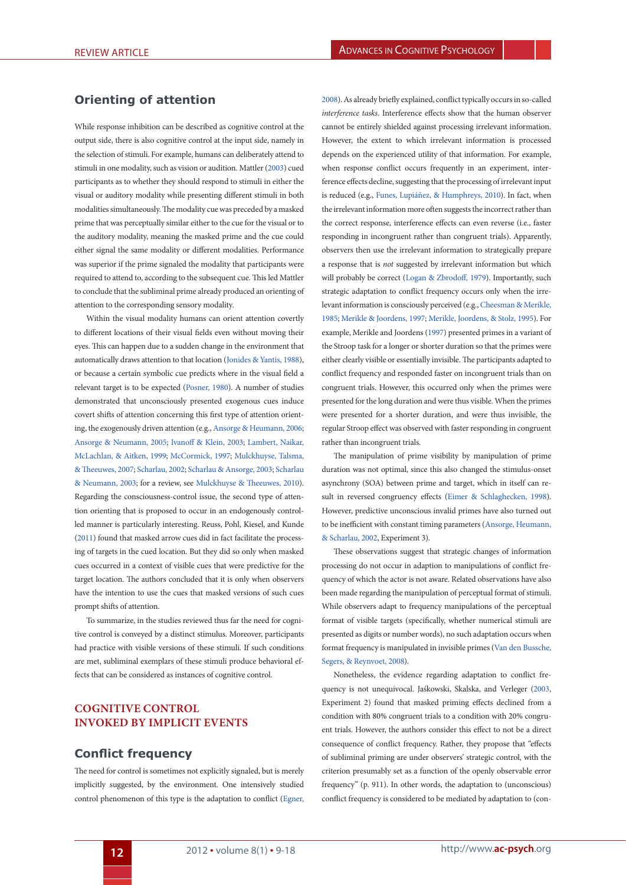## Orienting of attention

While response inhibition can be described as cognitive control at the output side, there is also cognitive control at the input side, namely in the selection of stimuli. For example, humans can deliberately attend to stimuli in one modality, such as vision or audition. Mattler (2003) cued participants as to whether they should respond to stimuli in either the visual or auditory modality while presenting different stimuli in both modalities simultaneously. The modality cue was preceded by a masked prime that was perceptually similar either to the cue for the visual or to the auditory modality, meaning the masked prime and the cue could either signal the same modality or different modalities. Performance was superior if the prime signaled the modality that participants were required to attend to, according to the subsequent cue. This led Mattler to conclude that the subliminal prime already produced an orienting of attention to the corresponding sensory modality.

Within the visual modality humans can orient attention covertly to different locations of their visual fields even without moving their eyes. This can happen due to a sudden change in the environment that automatically draws attention to that location (Jonides & Yantis, 1988), or because a certain symbolic cue predicts where in the visual field a relevant target is to be expected (Posner, 1980). A number of studies demonstrated that unconsciously presented exogenous cues induce covert shifts of attention concerning this first type of attention orienting, the exogenously driven attention (e.g., Ansorge & Heumann, 2006; Ansorge & Neumann, 2005; Ivanoff & Klein, 2003; Lambert, Naikar, McLachlan, & Aitken, 1999; McCormick, 1997; Mulckhuyse, Talsma, & Theeuwes, 2007; Scharlau, 2002; Scharlau & Ansorge, 2003; Scharlau & Neumann, 2003; for a review, see Mulckhuyse & Theeuwes, 2010). Regarding the consciousness-control issue, the second type of attention orienting that is proposed to occur in an endogenously controlled manner is particularly interesting. Reuss, Pohl, Kiesel, and Kunde (2011) found that masked arrow cues did in fact facilitate the processing of targets in the cued location. But they did so only when masked cues occurred in a context of visible cues that were predictive for the target location. The authors concluded that it is only when observers have the intention to use the cues that masked versions of such cues prompt shifts of attention.

To summarize, in the studies reviewed thus far the need for cognitive control is conveyed by a distinct stimulus. Moreover, participants had practice with visible versions of these stimuli. If such conditions are met, subliminal exemplars of these stimuli produce behavioral effects that can be considered as instances of cognitive control.

# COGNITIVE CONTROL INVOKED BY IMPLICIT EVENTS

## Conflict frequency

The need for control is sometimes not explicitly signaled, but is merely implicitly suggested, by the environment. One intensively studied control phenomenon of this type is the adaptation to conflict (Egner, 2008). As already briefly explained, conflict typically occurs in so-called *interference tasks*. Interference effects show that the human observer cannot be entirely shielded against processing irrelevant information. However, the extent to which irrelevant information is processed depends on the experienced utility of that information. For example, when response conflict occurs frequently in an experiment, interference effects decline, suggesting that the processing of irrelevant input is reduced (e.g., Funes, Lupiáñez, & Humphreys, 2010). In fact, when the irrelevant information more often suggests the incorrect rather than the correct response, interference effects can even reverse (i.e., faster responding in incongruent rather than congruent trials). Apparently, observers then use the irrelevant information to strategically prepare a response that is *not* suggested by irrelevant information but which will probably be correct (Logan & Zbrodoff, 1979). Importantly, such strategic adaptation to conflict frequency occurs only when the irrelevant information is consciously perceived (e.g., Cheesman & Merikle, 1985; Merikle & Joordens, 1997; Merikle, Joordens, & Stolz, 1995). For example, Merikle and Joordens (1997) presented primes in a variant of the Stroop task for a longer or shorter duration so that the primes were either clearly visible or essentially invisible. The participants adapted to conflict frequency and responded faster on incongruent trials than on congruent trials. However, this occurred only when the primes were presented for the long duration and were thus visible. When the primes were presented for a shorter duration, and were thus invisible, the regular Stroop effect was observed with faster responding in congruent rather than incongruent trials.

The manipulation of prime visibility by manipulation of prime duration was not optimal, since this also changed the stimulus-onset asynchrony (SOA) between prime and target, which in itself can result in reversed congruency effects (Eimer & Schlaghecken, 1998). However, predictive unconscious invalid primes have also turned out to be inefficient with constant timing parameters (Ansorge, Heumann, & Scharlau, 2002, Experiment 3).

These observations suggest that strategic changes of information processing do not occur in adaption to manipulations of conflict frequency of which the actor is not aware. Related observations have also been made regarding the manipulation of perceptual format of stimuli. While observers adapt to frequency manipulations of the perceptual format of visible targets (specifically, whether numerical stimuli are presented as digits or number words), no such adaptation occurs when format frequency is manipulated in invisible primes (Van den Bussche, Segers, & Reynvoet, 2008).

Nonetheless, the evidence regarding adaptation to conflict frequency is not unequivocal. Jaśkowski, Skalska, and Verleger (2003, Experiment 2) found that masked priming effects declined from a condition with 80% congruent trials to a condition with 20% congruent trials. However, the authors consider this effect to not be a direct consequence of conflict frequency. Rather, they propose that "effects of subliminal priming are under observers' strategic control, with the criterion presumably set as a function of the openly observable error frequency" (p. 911). In other words, the adaptation to (unconscious) conflict frequency is considered to be mediated by adaptation to (con-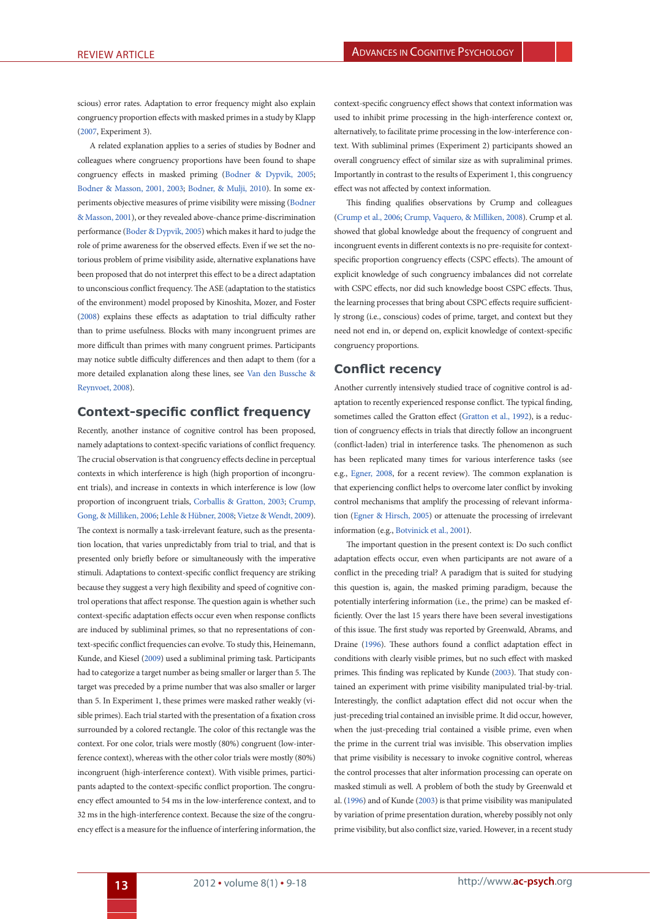scious) error rates. Adaptation to error frequency might also explain congruency proportion effects with masked primes in a study by Klapp (2007, Experiment 3).

A related explanation applies to a series of studies by Bodner and colleagues where congruency proportions have been found to shape congruency effects in masked priming (Bodner & Dypvik, 2005; Bodner & Masson, 2001, 2003; Bodner, & Mulji, 2010). In some experiments objective measures of prime visibility were missing (Bodner & Masson, 2001), or they revealed above-chance prime-discrimination performance (Boder & Dypvik, 2005) which makes it hard to judge the role of prime awareness for the observed effects. Even if we set the notorious problem of prime visibility aside, alternative explanations have been proposed that do not interpret this effect to be a direct adaptation to unconscious conflict frequency. The ASE (adaptation to the statistics of the environment) model proposed by Kinoshita, Mozer, and Foster (2008) explains these effects as adaptation to trial difficulty rather than to prime usefulness. Blocks with many incongruent primes are more difficult than primes with many congruent primes. Participants may notice subtle difficulty differences and then adapt to them (for a more detailed explanation along these lines, see Van den Bussche & Reynvoet, 2008).

## Context-specific conflict frequency

Recently, another instance of cognitive control has been proposed, namely adaptations to context-specific variations of conflict frequency. The crucial observation is that congruency effects decline in perceptual contexts in which interference is high (high proportion of incongruent trials), and increase in contexts in which interference is low (low proportion of incongruent trials, Corballis & Gratton, 2003; Crump, Gong, & Milliken, 2006; Lehle & Hübner, 2008; Vietze & Wendt, 2009). The context is normally a task-irrelevant feature, such as the presentation location, that varies unpredictably from trial to trial, and that is presented only briefly before or simultaneously with the imperative stimuli. Adaptations to context-specific conflict frequency are striking because they suggest a very high flexibility and speed of cognitive control operations that affect response. The question again is whether such context-specific adaptation effects occur even when response conflicts are induced by subliminal primes, so that no representations of context-specific conflict frequencies can evolve. To study this, Heinemann, Kunde, and Kiesel (2009) used a subliminal priming task. Participants had to categorize a target number as being smaller or larger than 5. The target was preceded by a prime number that was also smaller or larger than 5. In Experiment 1, these primes were masked rather weakly (visible primes). Each trial started with the presentation of a fixation cross surrounded by a colored rectangle. The color of this rectangle was the context. For one color, trials were mostly (80%) congruent (low-interference context), whereas with the other color trials were mostly (80%) incongruent (high-interference context). With visible primes, participants adapted to the context-specific conflict proportion. The congruency effect amounted to 54 ms in the low-interference context, and to 32 ms in the high-interference context. Because the size of the congruency effect is a measure for the influence of interfering information, the context-specific congruency effect shows that context information was used to inhibit prime processing in the high-interference context or, alternatively, to facilitate prime processing in the low-interference context. With subliminal primes (Experiment 2) participants showed an overall congruency effect of similar size as with supraliminal primes. Importantly in contrast to the results of Experiment 1, this congruency effect was not affected by context information.

This finding qualifies observations by Crump and colleagues (Crump et al., 2006; Crump, Vaquero, & Milliken, 2008). Crump et al. showed that global knowledge about the frequency of congruent and incongruent events in different contexts is no pre-requisite for context-specific proportion congruency effects (CSPC effects). The amount of explicit knowledge of such congruency imbalances did not correlate with CSPC effects, nor did such knowledge boost CSPC effects. Thus, the learning processes that bring about CSPC effects require sufficiently strong (i.e., conscious) codes of prime, target, and context but they need not end in, or depend on, explicit knowledge of context-specific congruency proportions.

## Conflict recency

Another currently intensively studied trace of cognitive control is adaptation to recently experienced response conflict. The typical finding, sometimes called the Gratton effect (Gratton et al., 1992), is a reduction of congruency effects in trials that directly follow an incongruent (conflict-laden) trial in interference tasks. The phenomenon as such has been replicated many times for various interference tasks (see e.g., Egner, 2008, for a recent review). The common explanation is that experiencing conflict helps to overcome later conflict by invoking control mechanisms that amplify the processing of relevant information (Egner & Hirsch, 2005) or attenuate the processing of irrelevant information (e.g., Botvinick et al., 2001).

The important question in the present context is: Do such conflict adaptation effects occur, even when participants are not aware of a conflict in the preceding trial? A paradigm that is suited for studying this question is, again, the masked priming paradigm, because the potentially interfering information (i.e., the prime) can be masked efficiently. Over the last 15 years there have been several investigations of this issue. The first study was reported by Greenwald, Abrams, and Draine (1996). These authors found a conflict adaptation effect in conditions with clearly visible primes, but no such effect with masked primes. This finding was replicated by Kunde (2003). That study contained an experiment with prime visibility manipulated trial-by-trial. Interestingly, the conflict adaptation effect did not occur when the just-preceding trial contained an invisible prime. It did occur, however, when the just-preceding trial contained a visible prime, even when the prime in the current trial was invisible. This observation implies that prime visibility is necessary to invoke cognitive control, whereas the control processes that alter information processing can operate on masked stimuli as well. A problem of both the study by Greenwald et al. (1996) and of Kunde (2003) is that prime visibility was manipulated by variation of prime presentation duration, whereby possibly not only prime visibility, but also conflict size, varied. However, in a recent study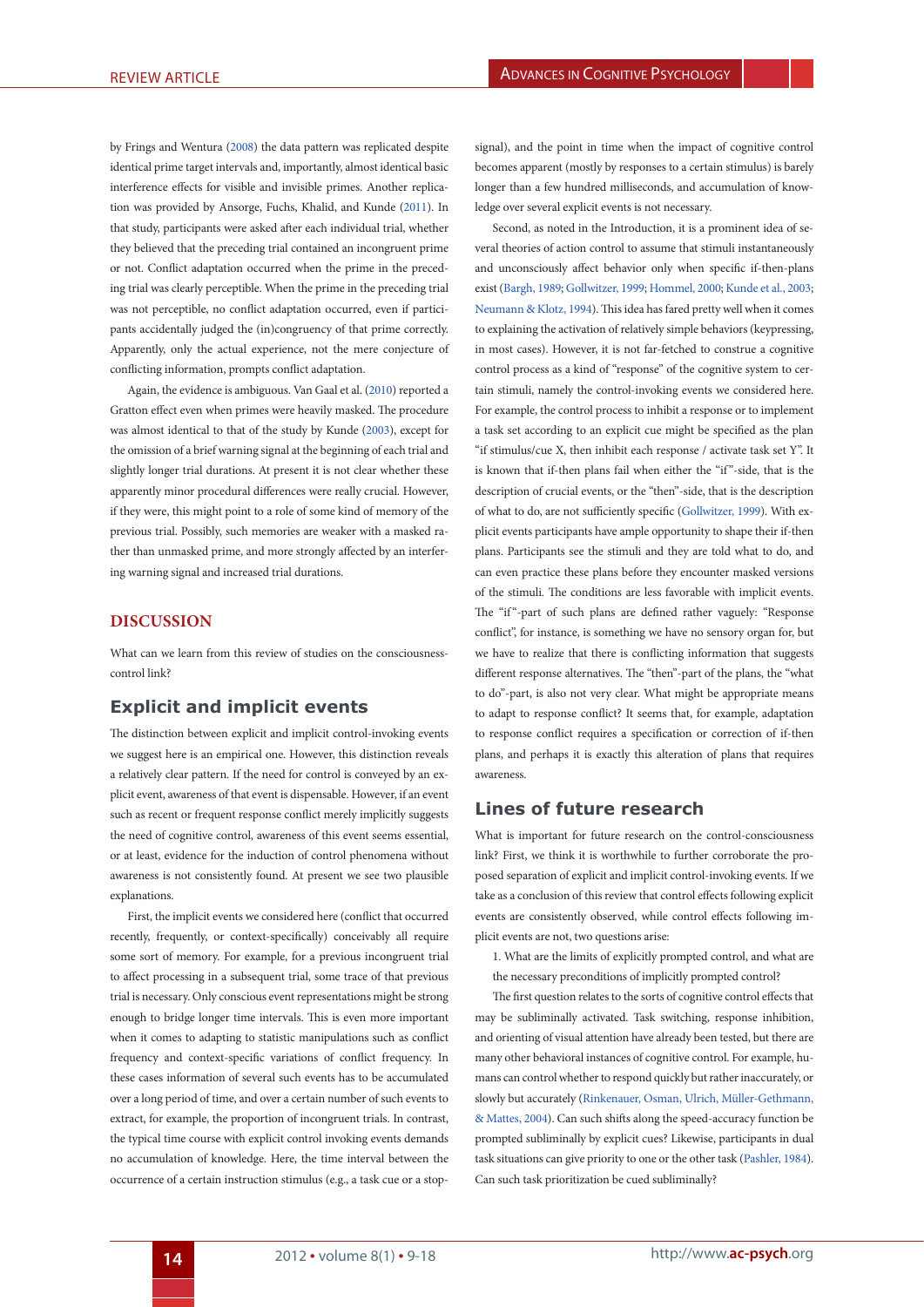by Frings and Wentura (2008) the data pattern was replicated despite identical prime target intervals and, importantly, almost identical basic interference effects for visible and invisible primes. Another replication was provided by Ansorge, Fuchs, Khalid, and Kunde (2011). In that study, participants were asked after each individual trial, whether they believed that the preceding trial contained an incongruent prime or not. Conflict adaptation occurred when the prime in the preceding trial was clearly perceptible. When the prime in the preceding trial was not perceptible, no conflict adaptation occurred, even if participants accidentally judged the (in)congruency of that prime correctly. Apparently, only the actual experience, not the mere conjecture of conflicting information, prompts conflict adaptation.

Again, the evidence is ambiguous. Van Gaal et al. (2010) reported a Gratton effect even when primes were heavily masked. The procedure was almost identical to that of the study by Kunde (2003), except for the omission of a brief warning signal at the beginning of each trial and slightly longer trial durations. At present it is not clear whether these apparently minor procedural differences were really crucial. However, if they were, this might point to a role of some kind of memory of the previous trial. Possibly, such memories are weaker with a masked rather than unmasked prime, and more strongly affected by an interfering warning signal and increased trial durations.

## DISCUSSION

What can we learn from this review of studies on the consciousness-control link?

### Explicit and implicit events

The distinction between explicit and implicit control-invoking events we suggest here is an empirical one. However, this distinction reveals a relatively clear pattern. If the need for control is conveyed by an explicit event, awareness of that event is dispensable. However, if an event such as recent or frequent response conflict merely implicitly suggests the need of cognitive control, awareness of this event seems essential, or at least, evidence for the induction of control phenomena without awareness is not consistently found. At present we see two plausible explanations.

First, the implicit events we considered here (conflict that occurred recently, frequently, or context-specifically) conceivably all require some sort of memory. For example, for a previous incongruent trial to affect processing in a subsequent trial, some trace of that previous trial is necessary. Only conscious event representations might be strong enough to bridge longer time intervals. This is even more important when it comes to adapting to statistic manipulations such as conflict frequency and context-specific variations of conflict frequency. In these cases information of several such events has to be accumulated over a long period of time, and over a certain number of such events to extract, for example, the proportion of incongruent trials. In contrast, the typical time course with explicit control invoking events demands no accumulation of knowledge. Here, the time interval between the occurrence of a certain instruction stimulus (e.g., a task cue or a stop-signal), and the point in time when the impact of cognitive control becomes apparent (mostly by responses to a certain stimulus) is barely longer than a few hundred milliseconds, and accumulation of knowledge over several explicit events is not necessary.

Second, as noted in the Introduction, it is a prominent idea of several theories of action control to assume that stimuli instantaneously and unconsciously affect behavior only when specific if-then-plans exist (Bargh, 1989; Gollwitzer, 1999; Hommel, 2000; Kunde et al., 2003; Neumann & Klotz, 1994). This idea has fared pretty well when it comes to explaining the activation of relatively simple behaviors (keypressing, in most cases). However, it is not far-fetched to construe a cognitive control process as a kind of "response" of the cognitive system to certain stimuli, namely the control-invoking events we considered here. For example, the control process to inhibit a response or to implement a task set according to an explicit cue might be specified as the plan "if stimulus/cue X, then inhibit each response / activate task set Y". It is known that if-then plans fail when either the "if"-side, that is the description of crucial events, or the "then"-side, that is the description of what to do, are not sufficiently specific (Gollwitzer, 1999). With explicit events participants have ample opportunity to shape their if-then plans. Participants see the stimuli and they are told what to do, and can even practice these plans before they encounter masked versions of the stimuli. The conditions are less favorable with implicit events. The "if"-part of such plans are defined rather vaguely: "Response conflict", for instance, is something we have no sensory organ for, but we have to realize that there is conflicting information that suggests different response alternatives. The "then"-part of the plans, the "what to do"-part, is also not very clear. What might be appropriate means to adapt to response conflict? It seems that, for example, adaptation to response conflict requires a specification or correction of if-then plans, and perhaps it is exactly this alteration of plans that requires awareness.

### Lines of future research

What is important for future research on the control-consciousness link? First, we think it is worthwhile to further corroborate the proposed separation of explicit and implicit control-invoking events. If we take as a conclusion of this review that control effects following explicit events are consistently observed, while control effects following implicit events are not, two questions arise:

1. What are the limits of explicitly prompted control, and what are the necessary preconditions of implicitly prompted control?

The first question relates to the sorts of cognitive control effects that may be subliminally activated. Task switching, response inhibition, and orienting of visual attention have already been tested, but there are many other behavioral instances of cognitive control. For example, humans can control whether to respond quickly but rather inaccurately, or slowly but accurately (Rinkenauer, Osman, Ulrich, Müller-Gethmann, & Mattes, 2004). Can such shifts along the speed-accuracy function be prompted subliminally by explicit cues? Likewise, participants in dual task situations can give priority to one or the other task (Pashler, 1984). Can such task prioritization be cued subliminally?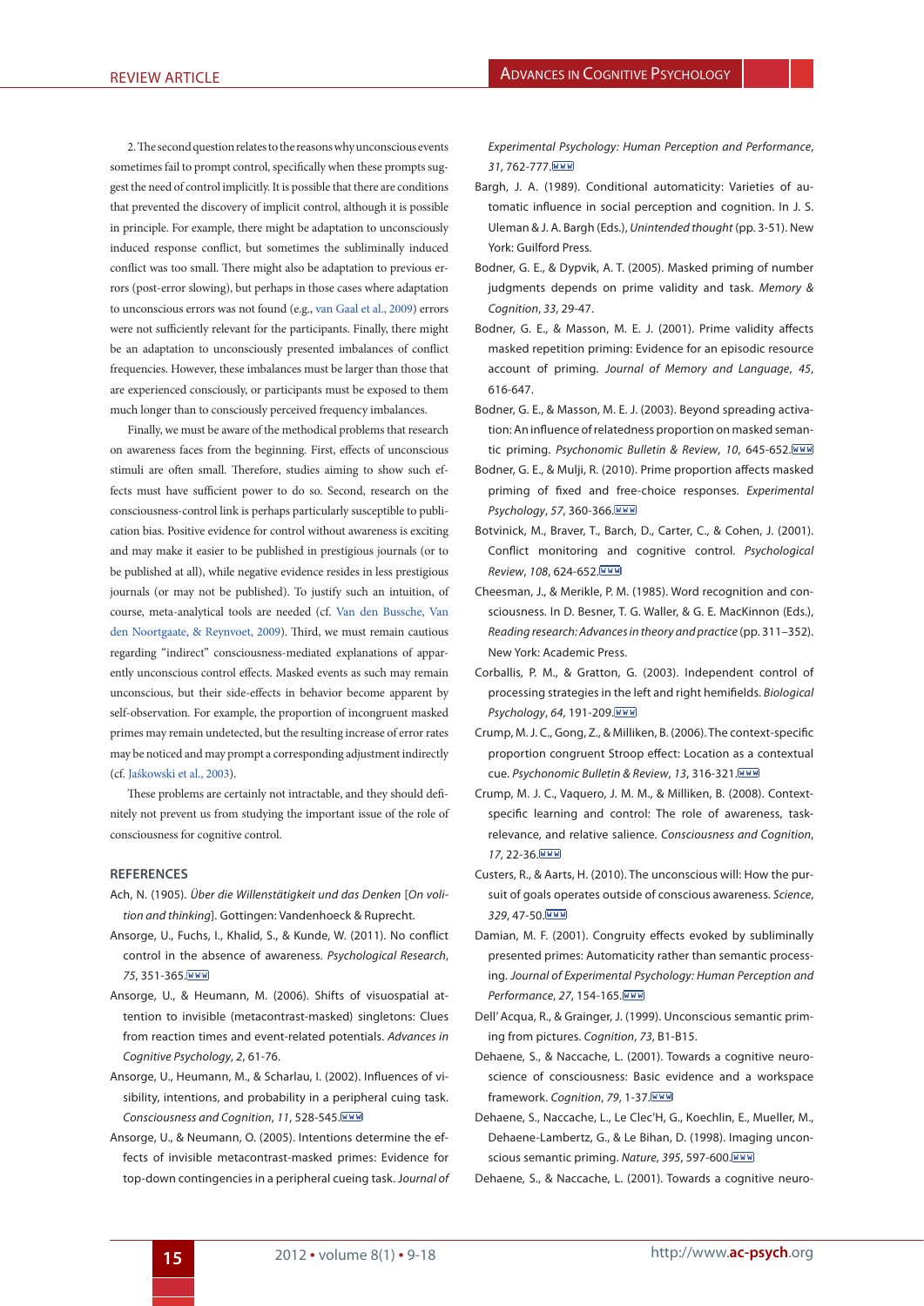2. The second question relates to the reasons why unconscious events sometimes fail to prompt control, specifically when these prompts suggest the need of control implicitly. It is possible that there are conditions that prevented the discovery of implicit control, although it is possible in principle. For example, there might be adaptation to unconsciously induced response conflict, but sometimes the subliminally induced conflict was too small. There might also be adaptation to previous errors (post-error slowing), but perhaps in those cases where adaptation to unconscious errors was not found (e.g., van Gaal et al., 2009) errors were not sufficiently relevant for the participants. Finally, there might be an adaptation to unconsciously presented imbalances of conflict frequencies. However, these imbalances must be larger than those that are experienced consciously, or participants must be exposed to them much longer than to consciously perceived frequency imbalances.

Finally, we must be aware of the methodical problems that research on awareness faces from the beginning. First, effects of unconscious stimuli are often small. Therefore, studies aiming to show such effects must have sufficient power to do so. Second, research on the consciousness-control link is perhaps particularly susceptible to publication bias. Positive evidence for control without awareness is exciting and may make it easier to be published in prestigious journals (or to be published at all), while negative evidence resides in less prestigious journals (or may not be published). To justify such an intuition, of course, meta-analytical tools are needed (cf. Van den Bussche, Van den Noortgaate, & Reynvoet, 2009). Third, we must remain cautious regarding "indirect" consciousness-mediated explanations of apparently unconscious control effects. Masked events as such may remain unconscious, but their side-effects in behavior become apparent by self-observation. For example, the proportion of incongruent masked primes may remain undetected, but the resulting increase of error rates may be noticed and may prompt a corresponding adjustment indirectly (cf. Jaśkowski et al., 2003).

These problems are certainly not intractable, and they should definitely not prevent us from studying the important issue of the role of consciousness for cognitive control.

## REFERENCES

Ach, N. (1905). *Über die Willenstätigkeit und das Denken* [*On volition and thinking*]. Gottingen: Vandenhoeck & Ruprecht.

Ansorge, U., Fuchs, I., Khalid, S., & Kunde, W. (2011). No conflict control in the absence of awareness. *Psychological Research*, *75*, 351-365.

Ansorge, U., & Heumann, M. (2006). Shifts of visuospatial attention to invisible (metacontrast-masked) singletons: Clues from reaction times and event-related potentials. *Advances in Cognitive Psychology*, *2*, 61-76.

Ansorge, U., Heumann, M., & Scharlau, I. (2002). Influences of visibility, intentions, and probability in a peripheral cuing task. *Consciousness and Cognition*, *11*, 528-545.

Ansorge, U., & Neumann, O. (2005). Intentions determine the effects of invisible metacontrast-masked primes: Evidence for top-down contingencies in a peripheral cueing task. *Journal of Experimental Psychology: Human Perception and Performance*, *31*, 762-777.

Bargh, J. A. (1989). Conditional automaticity: Varieties of automatic influence in social perception and cognition. In J. S. Uleman & J. A. Bargh (Eds.), *Unintended thought* (pp. 3-51). New York: Guilford Press.

Bodner, G. E., & Dypvik, A. T. (2005). Masked priming of number judgments depends on prime validity and task. *Memory & Cognition*, *33*, 29-47.

Bodner, G. E., & Masson, M. E. J. (2001). Prime validity affects masked repetition priming: Evidence for an episodic resource account of priming. *Journal of Memory and Language*, *45*, 616-647.

Bodner, G. E., & Masson, M. E. J. (2003). Beyond spreading activation: An influence of relatedness proportion on masked semantic priming. *Psychonomic Bulletin & Review*, *10*, 645-652.

Bodner, G. E., & Mulji, R. (2010). Prime proportion affects masked priming of fixed and free-choice responses. *Experimental Psychology*, *57*, 360-366.

Botvinick, M., Braver, T., Barch, D., Carter, C., & Cohen, J. (2001). Conflict monitoring and cognitive control. *Psychological Review*, *108*, 624-652.

Cheesman, J., & Merikle, P. M. (1985). Word recognition and consciousness. In D. Besner, T. G. Waller, & G. E. MacKinnon (Eds.), *Reading research: Advances in theory and practice* (pp. 311–352). New York: Academic Press.

Corballis, P. M., & Gratton, G. (2003). Independent control of processing strategies in the left and right hemifields. *Biological Psychology*, *64*, 191-209.

Crump, M. J. C., Gong, Z., & Milliken, B. (2006). The context-specific proportion congruent Stroop effect: Location as a contextual cue. *Psychonomic Bulletin & Review*, *13*, 316-321.

Crump, M. J. C., Vaquero, J. M. M., & Milliken, B. (2008). Context-specific learning and control: The role of awareness, task-relevance, and relative salience. *Consciousness and Cognition*, *17*, 22-36.

Custers, R., & Aarts, H. (2010). The unconscious will: How the pursuit of goals operates outside of conscious awareness. *Science*, *329*, 47-50.

Damian, M. F. (2001). Congruity effects evoked by subliminally presented primes: Automaticity rather than semantic processing. *Journal of Experimental Psychology: Human Perception and Performance*, *27*, 154-165.

Dell' Acqua, R., & Grainger, J. (1999). Unconscious semantic priming from pictures. *Cognition*, *73*, B1-B15.

Dehaene, S., & Naccache, L. (2001). Towards a cognitive neuroscience of consciousness: Basic evidence and a workspace framework. *Cognition*, *79*, 1-37.

Dehaene, S., Naccache, L., Le Clec'H, G., Koechlin, E., Mueller, M., Dehaene-Lambertz, G., & Le Bihan, D. (1998). Imaging unconscious semantic priming. *Nature*, *395*, 597-600.

Dehaene, S., & Naccache, L. (2001). Towards a cognitive neuro-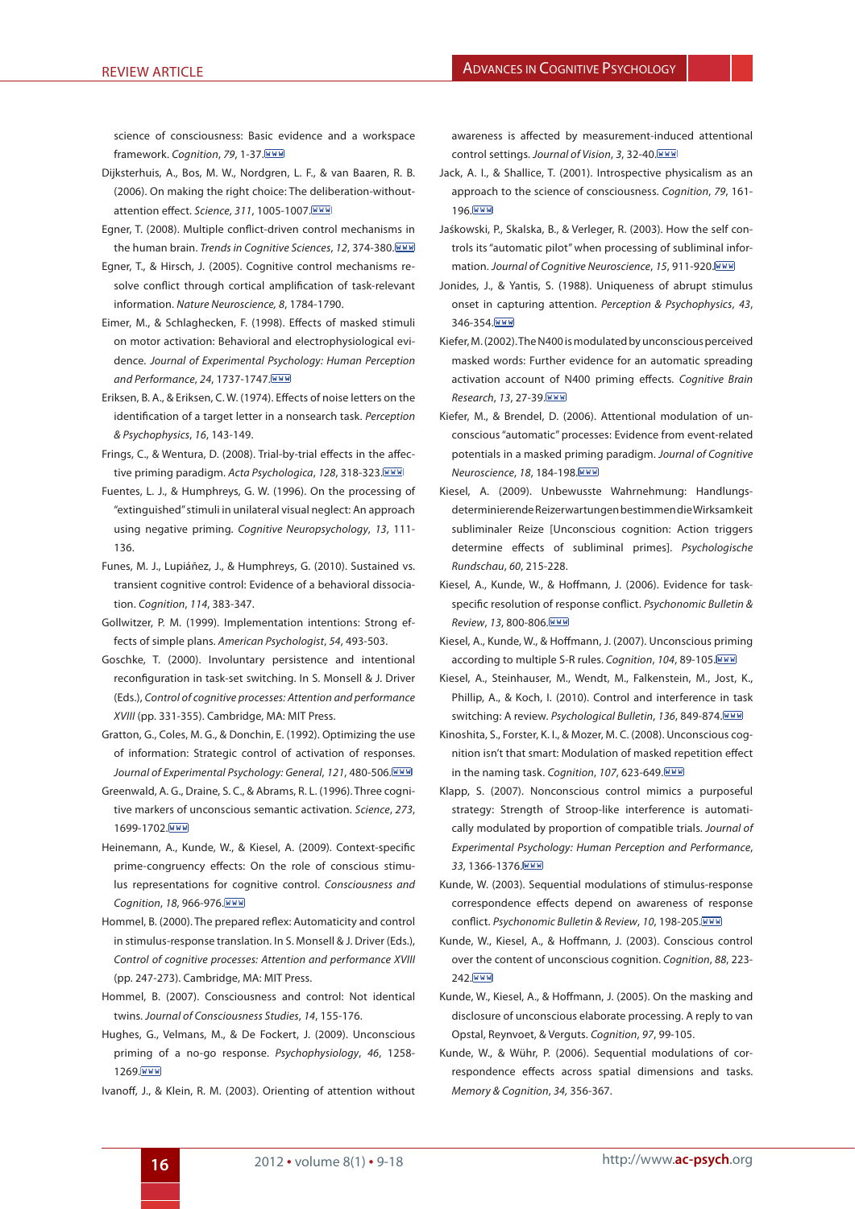science of consciousness: Basic evidence and a workspace framework. *Cognition*, *79*, 1-37.

Dijksterhuis, A., Bos, M. W., Nordgren, L. F., & van Baaren, R. B. (2006). On making the right choice: The deliberation-without-attention effect. *Science*, *311*, 1005-1007.

Egner, T. (2008). Multiple conflict-driven control mechanisms in the human brain. *Trends in Cognitive Sciences*, *12*, 374-380.

Egner, T., & Hirsch, J. (2005). Cognitive control mechanisms resolve conflict through cortical amplification of task-relevant information. *Nature Neuroscience*, *8*, 1784-1790.

Eimer, M., & Schlaghecken, F. (1998). Effects of masked stimuli on motor activation: Behavioral and electrophysiological evidence. *Journal of Experimental Psychology: Human Perception and Performance*, *24*, 1737-1747.

Eriksen, B. A., & Eriksen, C. W. (1974). Effects of noise letters on the identification of a target letter in a nonsearch task. *Perception & Psychophysics*, *16*, 143-149.

Frings, C., & Wentura, D. (2008). Trial-by-trial effects in the affective priming paradigm. *Acta Psychologica*, *128*, 318-323.

Fuentes, L. J., & Humphreys, G. W. (1996). On the processing of "extinguished" stimuli in unilateral visual neglect: An approach using negative priming. *Cognitive Neuropsychology*, *13*, 111-136.

Funes, M. J., Lupiáñez, J., & Humphreys, G. (2010). Sustained vs. transient cognitive control: Evidence of a behavioral dissociation. *Cognition*, *114*, 383-347.

Gollwitzer, P. M. (1999). Implementation intentions: Strong effects of simple plans. *American Psychologist*, *54*, 493-503.

Goschke, T. (2000). Involuntary persistence and intentional reconfiguration in task-set switching. In S. Monsell & J. Driver (Eds.), *Control of cognitive processes: Attention and performance XVIII* (pp. 331-355). Cambridge, MA: MIT Press.

Gratton, G., Coles, M. G., & Donchin, E. (1992). Optimizing the use of information: Strategic control of activation of responses. *Journal of Experimental Psychology: General*, *121*, 480-506.

Greenwald, A. G., Draine, S. C., & Abrams, R. L. (1996). Three cognitive markers of unconscious semantic activation. *Science*, *273*, 1699-1702.

Heinemann, A., Kunde, W., & Kiesel, A. (2009). Context-specific prime-congruency effects: On the role of conscious stimulus representations for cognitive control. *Consciousness and Cognition*, *18*, 966-976.

Hommel, B. (2000). The prepared reflex: Automaticity and control in stimulus-response translation. In S. Monsell & J. Driver (Eds.), *Control of cognitive processes: Attention and performance XVIII* (pp. 247-273). Cambridge, MA: MIT Press.

Hommel, B. (2007). Consciousness and control: Not identical twins. *Journal of Consciousness Studies*, *14*, 155-176.

Hughes, G., Velmans, M., & De Fockert, J. (2009). Unconscious priming of a no-go response. *Psychophysiology*, *46*, 1258-1269.

Ivanoff, J., & Klein, R. M. (2003). Orienting of attention without awareness is affected by measurement-induced attentional control settings. *Journal of Vision*, *3*, 32-40.

Jack, A. I., & Shallice, T. (2001). Introspective physicalism as an approach to the science of consciousness. *Cognition*, *79*, 161-196.

Jaśkowski, P., Skalska, B., & Verleger, R. (2003). How the self controls its "automatic pilot" when processing of subliminal information. *Journal of Cognitive Neuroscience*, *15*, 911-920.

Jonides, J., & Yantis, S. (1988). Uniqueness of abrupt stimulus onset in capturing attention. *Perception & Psychophysics*, *43*, 346-354.

Kiefer, M. (2002). The N400 is modulated by unconscious perceived masked words: Further evidence for an automatic spreading activation account of N400 priming effects. *Cognitive Brain Research*, *13*, 27-39.

Kiefer, M., & Brendel, D. (2006). Attentional modulation of unconscious "automatic" processes: Evidence from event-related potentials in a masked priming paradigm. *Journal of Cognitive Neuroscience*, *18*, 184-198.

Kiesel, A. (2009). Unbewusste Wahrnehmung: Handlungsdeterminierende Reizerwartungen bestimmen die Wirksamkeit subliminaler Reize [Unconscious cognition: Action triggers determine effects of subliminal primes]. *Psychologische Rundschau*, *60*, 215-228.

Kiesel, A., Kunde, W., & Hoffmann, J. (2006). Evidence for task-specific resolution of response conflict. *Psychonomic Bulletin & Review*, *13*, 800-806.

Kiesel, A., Kunde, W., & Hoffmann, J. (2007). Unconscious priming according to multiple S-R rules. *Cognition*, *104*, 89-105.

Kiesel, A., Steinhauser, M., Wendt, M., Falkenstein, M., Jost, K., Phillip, A., & Koch, I. (2010). Control and interference in task switching: A review. *Psychological Bulletin*, *136*, 849-874.

Kinoshita, S., Forster, K. I., & Mozer, M. C. (2008). Unconscious cognition isn't that smart: Modulation of masked repetition effect in the naming task. *Cognition*, *107*, 623-649.

Klapp, S. (2007). Nonconscious control mimics a purposeful strategy: Strength of Stroop-like interference is automatically modulated by proportion of compatible trials. *Journal of Experimental Psychology: Human Perception and Performance*, *33*, 1366-1376.

Kunde, W. (2003). Sequential modulations of stimulus-response correspondence effects depend on awareness of response conflict. *Psychonomic Bulletin & Review*, *10*, 198-205.

Kunde, W., Kiesel, A., & Hoffmann, J. (2003). Conscious control over the content of unconscious cognition. *Cognition*, *88*, 223-242.

Kunde, W., Kiesel, A., & Hoffmann, J. (2005). On the masking and disclosure of unconscious elaborate processing. A reply to van Opstal, Reynvoet, & Verguts. *Cognition*, *97*, 99-105.

Kunde, W., & Wühr, P. (2006). Sequential modulations of correspondence effects across spatial dimensions and tasks. *Memory & Cognition*, *34*, 356-367.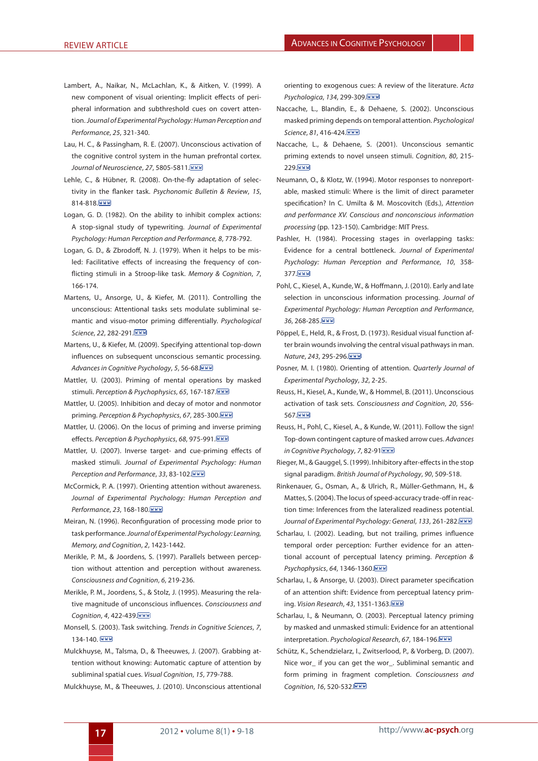Lambert, A., Naikar, N., McLachlan, K., & Aitken, V. (1999). A new component of visual orienting: Implicit effects of peripheral information and subthreshold cues on covert attention. *Journal of Experimental Psychology: Human Perception and Performance*, *25*, 321-340.

Lau, H. C., & Passingham, R. E. (2007). Unconscious activation of the cognitive control system in the human prefrontal cortex. *Journal of Neuroscience*, *27*, 5805-5811.

Lehle, C., & Hübner, R. (2008). On-the-fly adaptation of selectivity in the flanker task. *Psychonomic Bulletin & Review*, *15*, 814-818.

Logan, G. D. (1982). On the ability to inhibit complex actions: A stop-signal study of typewriting. *Journal of Experimental Psychology: Human Perception and Performance*, *8*, 778-792.

Logan, G. D., & Zbrodoff, N. J. (1979). When it helps to be misled: Facilitative effects of increasing the frequency of conflicting stimuli in a Stroop-like task. *Memory & Cognition*, *7*, 166-174.

Martens, U., Ansorge, U., & Kiefer, M. (2011). Controlling the unconscious: Attentional tasks sets modulate subliminal semantic and visuo-motor priming differentially. *Psychological Science*, *22*, 282-291.

Martens, U., & Kiefer, M. (2009). Specifying attentional top-down influences on subsequent unconscious semantic processing. *Advances in Cognitive Psychology*, *5*, 56-68.

Mattler, U. (2003). Priming of mental operations by masked stimuli. *Perception & Psychophysics*, *65*, 167-187.

Mattler, U. (2005). Inhibition and decay of motor and nonmotor priming. *Perception & Psychophysics*, *67*, 285-300.

Mattler, U. (2006). On the locus of priming and inverse priming effects. *Perception & Psychophysics*, *68*, 975-991.

Mattler, U. (2007). Inverse target- and cue-priming effects of masked stimuli. *Journal of Experimental Psychology: Human Perception and Performance*, *33*, 83-102.

McCormick, P. A. (1997). Orienting attention without awareness. *Journal of Experimental Psychology: Human Perception and Performance*, *23*, 168-180.

Meiran, N. (1996). Reconfiguration of processing mode prior to task performance. *Journal of Experimental Psychology: Learning, Memory, and Cognition*, *2*, 1423-1442.

Merikle, P. M., & Joordens, S. (1997). Parallels between perception without attention and perception without awareness. *Consciousness and Cognition*, *6*, 219-236.

Merikle, P. M., Joordens, S., & Stolz, J. (1995). Measuring the relative magnitude of unconscious influences. *Consciousness and Cognition*, *4*, 422-439.

Monsell, S. (2003). Task switching. *Trends in Cognitive Sciences*, *7*, 134-140.

Mulckhuyse, M., Talsma, D., & Theeuwes, J. (2007). Grabbing attention without knowing: Automatic capture of attention by subliminal spatial cues. *Visual Cognition*, *15*, 779-788.

Mulckhuyse, M., & Theeuwes, J. (2010). Unconscious attentional orienting to exogenous cues: A review of the literature. *Acta Psychologica*, *134*, 299-309.

Naccache, L., Blandin, E., & Dehaene, S. (2002). Unconscious masked priming depends on temporal attention. *Psychological Science*, *81*, 416-424.

Naccache, L., & Dehaene, S. (2001). Unconscious semantic priming extends to novel unseen stimuli. *Cognition*, *80*, 215-229.

Neumann, O., & Klotz, W. (1994). Motor responses to nonreportable, masked stimuli: Where is the limit of direct parameter specification? In C. Umilta & M. Moscovitch (Eds.), *Attention and performance XV. Conscious and nonconscious information processing* (pp. 123-150). Cambridge: MIT Press.

Pashler, H. (1984). Processing stages in overlapping tasks: Evidence for a central bottleneck. *Journal of Experimental Psychology: Human Perception and Performance*, *10*, 358-377.

Pohl, C., Kiesel, A., Kunde, W., & Hoffmann, J. (2010). Early and late selection in unconscious information processing. *Journal of Experimental Psychology: Human Perception and Performance*, *36*, 268-285.

Pöppel, E., Held, R., & Frost, D. (1973). Residual visual function after brain wounds involving the central visual pathways in man. *Nature*, *243*, 295-296.

Posner, M. I. (1980). Orienting of attention. *Quarterly Journal of Experimental Psychology*, *32*, 2-25.

Reuss, H., Kiesel, A., Kunde, W., & Hommel, B. (2011). Unconscious activation of task sets. *Consciousness and Cognition*, *20*, 556-567.

Reuss, H., Pohl, C., Kiesel, A., & Kunde, W. (2011). Follow the sign! Top-down contingent capture of masked arrow cues. *Advances in Cognitive Psychology*, *7*, 82-91

Rieger, M., & Gauggel, S. (1999). Inhibitory after-effects in the stop signal paradigm. *British Journal of Psychology*, *90*, 509-518.

Rinkenauer, G., Osman, A., Ulrich, R., Müller-Gethmann, H., & Mattes, S. (2004). The locus of speed-accuracy trade-off in reaction time: Inferences from the lateralized readiness potential. *Journal of Experimental Psychology: General*, *133*, 261-282.

Scharlau, I. (2002). Leading, but not trailing, primes influence temporal order perception: Further evidence for an attentional account of perceptual latency priming. *Perception & Psychophysics*, *64*, 1346-1360.

Scharlau, I., & Ansorge, U. (2003). Direct parameter specification of an attention shift: Evidence from perceptual latency priming. *Vision Research*, *43*, 1351-1363.

Scharlau, I., & Neumann, O. (2003). Perceptual latency priming by masked and unmasked stimuli: Evidence for an attentional interpretation. *Psychological Research*, *67*, 184-196.

Schütz, K., Schendzielarz, I., Zwitserlood, P., & Vorberg, D. (2007). Nice wor_ if you can get the wor_. Subliminal semantic and form priming in fragment completion. *Consciousness and Cognition*, *16*, 520-532.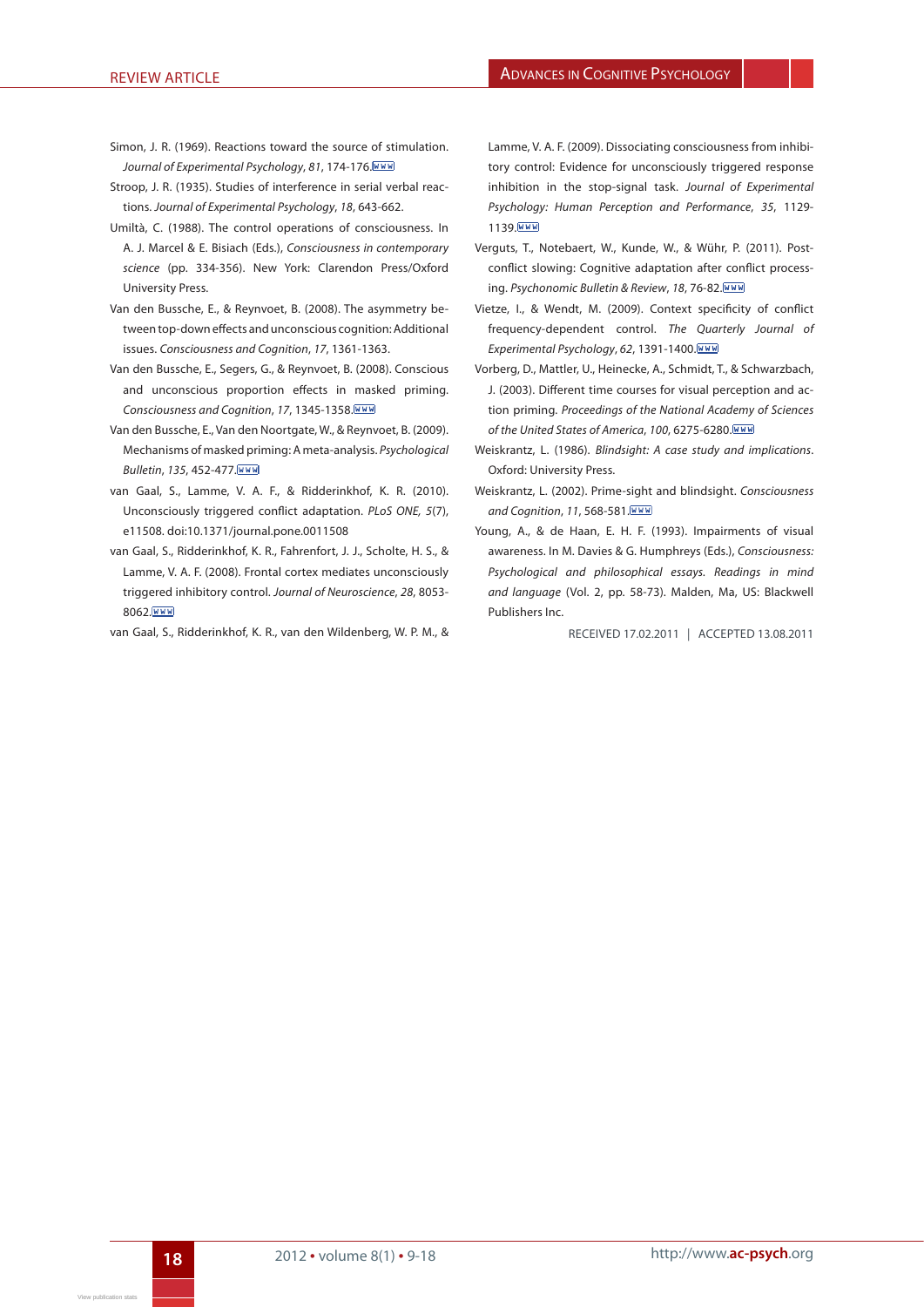Simon, J. R. (1969). Reactions toward the source of stimulation. *Journal of Experimental Psychology*, *81*, 174-176.

Stroop, J. R. (1935). Studies of interference in serial verbal reactions. *Journal of Experimental Psychology*, *18*, 643-662.

Umiltà, C. (1988). The control operations of consciousness. In A. J. Marcel & E. Bisiach (Eds.), *Consciousness in contemporary science* (pp. 334-356). New York: Clarendon Press/Oxford University Press.

Van den Bussche, E., & Reynvoet, B. (2008). The asymmetry between top-down effects and unconscious cognition: Additional issues. *Consciousness and Cognition*, *17*, 1361-1363.

Van den Bussche, E., Segers, G., & Reynvoet, B. (2008). Conscious and unconscious proportion effects in masked priming. *Consciousness and Cognition*, *17*, 1345-1358.

Van den Bussche, E., Van den Noortgate, W., & Reynvoet, B. (2009). Mechanisms of masked priming: A meta-analysis. *Psychological Bulletin*, *135*, 452-477.

van Gaal, S., Lamme, V. A. F., & Ridderinkhof, K. R. (2010). Unconsciously triggered conflict adaptation. *PLoS ONE*, *5*(7), e11508. doi:10.1371/journal.pone.0011508

van Gaal, S., Ridderinkhof, K. R., Fahrenfort, J. J., Scholte, H. S., & Lamme, V. A. F. (2008). Frontal cortex mediates unconsciously triggered inhibitory control. *Journal of Neuroscience*, *28*, 8053-8062.

van Gaal, S., Ridderinkhof, K. R., van den Wildenberg, W. P. M., & Lamme, V. A. F. (2009). Dissociating consciousness from inhibitory control: Evidence for unconsciously triggered response inhibition in the stop-signal task. *Journal of Experimental Psychology: Human Perception and Performance*, *35*, 1129-1139.

Verguts, T., Notebaert, W., Kunde, W., & Wühr, P. (2011). Post-conflict slowing: Cognitive adaptation after conflict processing. *Psychonomic Bulletin & Review*, *18*, 76-82.

Vietze, I., & Wendt, M. (2009). Context specificity of conflict frequency-dependent control. *The Quarterly Journal of Experimental Psychology*, *62*, 1391-1400.

Vorberg, D., Mattler, U., Heinecke, A., Schmidt, T., & Schwarzbach, J. (2003). Different time courses for visual perception and action priming. *Proceedings of the National Academy of Sciences of the United States of America*, *100*, 6275-6280.

Weiskrantz, L. (1986). *Blindsight: A case study and implications*. Oxford: University Press.

Weiskrantz, L. (2002). Prime-sight and blindsight. *Consciousness and Cognition*, *11*, 568-581.

Young, A., & de Haan, E. H. F. (1993). Impairments of visual awareness. In M. Davies & G. Humphreys (Eds.), *Consciousness: Psychological and philosophical essays. Readings in mind and language* (Vol. 2, pp. 58-73). Malden, Ma, US: Blackwell Publishers Inc.

RECEIVED 17.02.2011 | ACCEPTED 13.08.2011